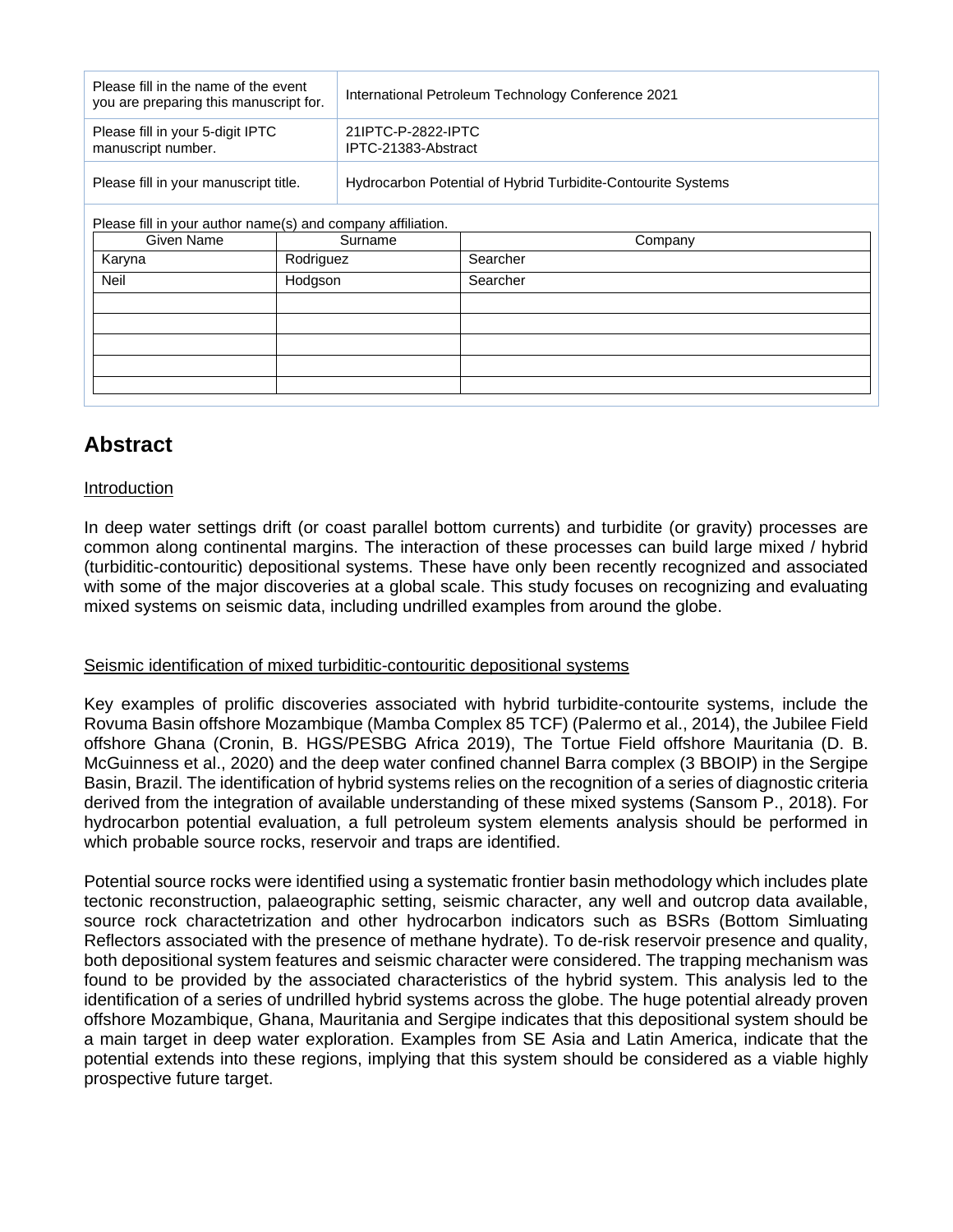| Please fill in the name of the event you are preparing this manuscript for. | International Petroleum Technology Conference 2021 |
| --- | --- |
| Please fill in your 5-digit IPTC manuscript number. | 21IPTC-P-2822-IPTC IPTC-21383-Abstract |
| Please fill in your manuscript title. | Hydrocarbon Potential of Hybrid Turbidite-Contourite Systems |

Please fill in your author name(s) and company affiliation.

| Given Name | Surname | Company |
| --- | --- | --- |
| Karyna | Rodriguez | Searcher |
| Neil | Hodgson | Searcher |
| | | |
| | | |
| | | |
| | | |
| | | |

# Abstract

## Introduction

In deep water settings drift (or coast parallel bottom currents) and turbidite (or gravity) processes are common along continental margins. The interaction of these processes can build large mixed / hybrid (turbiditic-contouritic) depositional systems. These have only been recently recognized and associated with some of the major discoveries at a global scale. This study focuses on recognizing and evaluating mixed systems on seismic data, including undrilled examples from around the globe.

## Seismic identification of mixed turbiditic-contouritic depositional systems

Key examples of prolific discoveries associated with hybrid turbidite-contourite systems, include the Rovuma Basin offshore Mozambique (Mamba Complex 85 TCF) (Palermo et al., 2014), the Jubilee Field offshore Ghana (Cronin, B. HGS/PESBG Africa 2019), The Tortue Field offshore Mauritania (D. B. McGuinness et al., 2020) and the deep water confined channel Barra complex (3 BBOIP) in the Sergipe Basin, Brazil. The identification of hybrid systems relies on the recognition of a series of diagnostic criteria derived from the integration of available understanding of these mixed systems (Sansom P., 2018). For hydrocarbon potential evaluation, a full petroleum system elements analysis should be performed in which probable source rocks, reservoir and traps are identified.

Potential source rocks were identified using a systematic frontier basin methodology which includes plate tectonic reconstruction, palaeographic setting, seismic character, any well and outcrop data available, source rock charactetrization and other hydrocarbon indicators such as BSRs (Bottom Simluating Reflectors associated with the presence of methane hydrate). To de-risk reservoir presence and quality, both depositional system features and seismic character were considered. The trapping mechanism was found to be provided by the associated characteristics of the hybrid system. This analysis led to the identification of a series of undrilled hybrid systems across the globe. The huge potential already proven offshore Mozambique, Ghana, Mauritania and Sergipe indicates that this depositional system should be a main target in deep water exploration. Examples from SE Asia and Latin America, indicate that the potential extends into these regions, implying that this system should be considered as a viable highly prospective future target.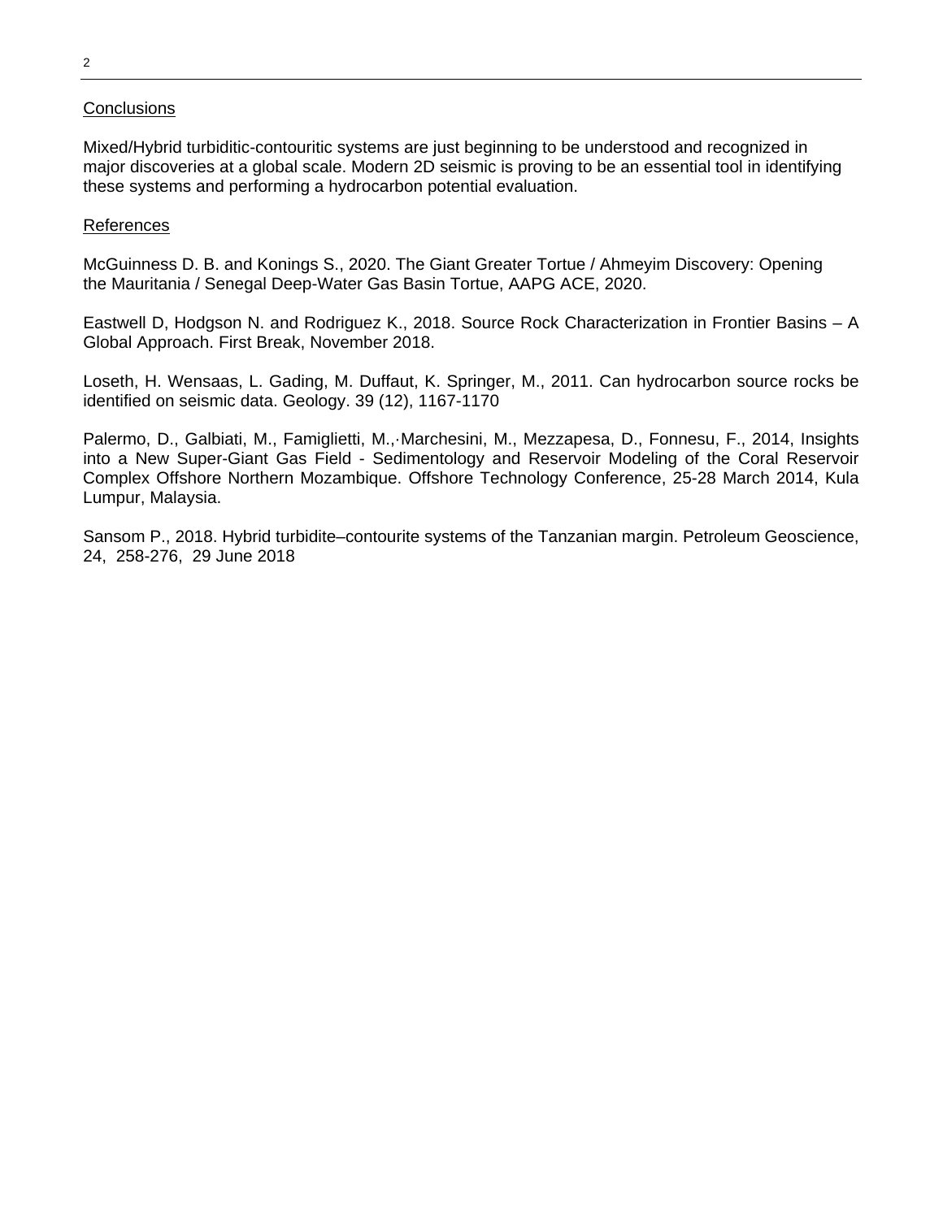## Conclusions

Mixed/Hybrid turbiditic-contouritic systems are just beginning to be understood and recognized in major discoveries at a global scale. Modern 2D seismic is proving to be an essential tool in identifying these systems and performing a hydrocarbon potential evaluation.

## References

McGuinness D. B. and Konings S., 2020. The Giant Greater Tortue / Ahmeyim Discovery: Opening the Mauritania / Senegal Deep-Water Gas Basin Tortue, AAPG ACE, 2020.

Eastwell D, Hodgson N. and Rodriguez K., 2018. Source Rock Characterization in Frontier Basins – A Global Approach. First Break, November 2018.

Loseth, H. Wensaas, L. Gading, M. Duffaut, K. Springer, M., 2011. Can hydrocarbon source rocks be identified on seismic data. Geology. 39 (12), 1167-1170

Palermo, D., Galbiati, M., Famiglietti, M.,·Marchesini, M., Mezzapesa, D., Fonnesu, F., 2014, Insights into a New Super-Giant Gas Field - Sedimentology and Reservoir Modeling of the Coral Reservoir Complex Offshore Northern Mozambique. Offshore Technology Conference, 25-28 March 2014, Kula Lumpur, Malaysia.

Sansom P., 2018. Hybrid turbidite–contourite systems of the Tanzanian margin. Petroleum Geoscience, 24, 258-276, 29 June 2018